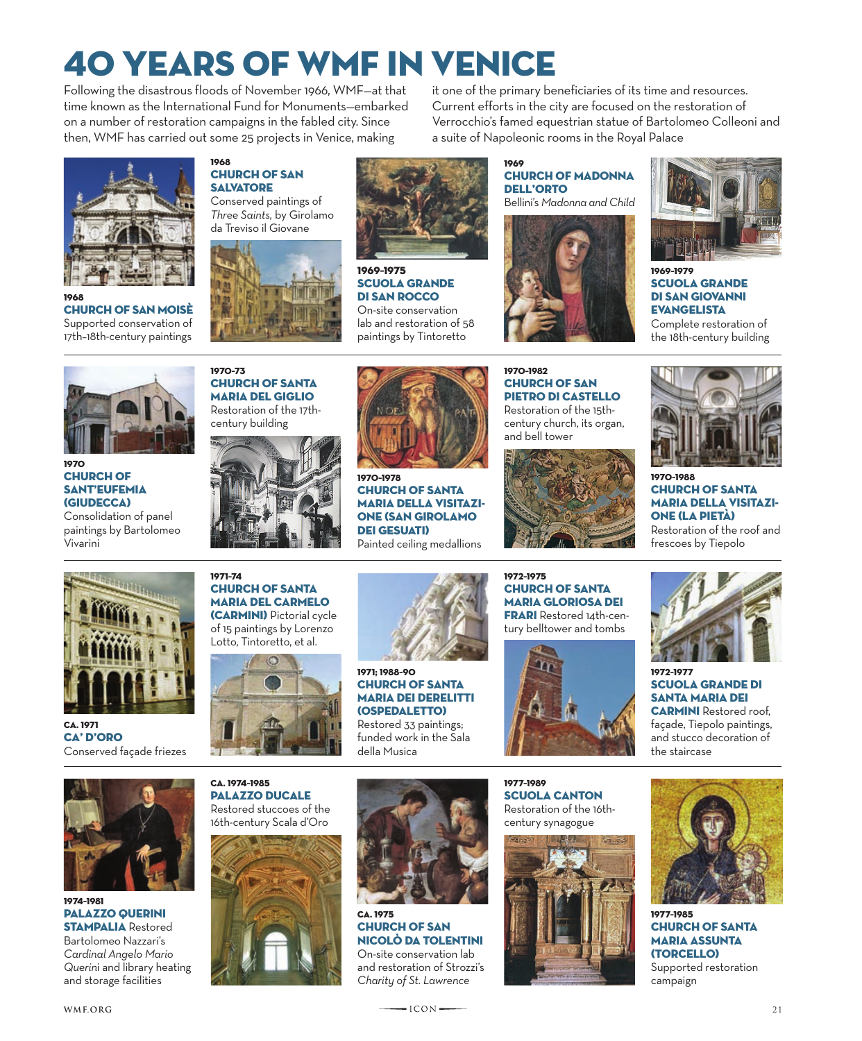# 40 YEARS OF WMF IN VENICE

Following the disastrous floods of November 1966, WMF—at that time known as the International Fund for Monuments—embarked on a number of restoration campaigns in the fabled city. Since then, WMF has carried out some 25 projects in Venice, making it one of the primary beneficiaries of its time and resources. Current efforts in the city are focused on the restoration of Verrocchio's famed equestrian statue of Bartolomeo Colleoni and a suite of Napoleonic rooms in the Royal Palace

**1968**
**CHURCH OF SAN MOISÈ**
Supported conservation of 17th–18th-century paintings

**1968**
**CHURCH OF SAN SALVATORE**
Conserved paintings of *Three Saints,* by Girolamo da Treviso il Giovane

**1969-1975**
**SCUOLA GRANDE DI SAN ROCCO**
On-site conservation lab and restoration of 58 paintings by Tintoretto

**1969**
**CHURCH OF MADONNA DELL'ORTO**
Bellini's *Madonna and Child*

**1969-1979**
**SCUOLA GRANDE DI SAN GIOVANNI EVANGELISTA**
Complete restoration of the 18th-century building

**1970**
**CHURCH OF SANT'EUFEMIA (GIUDECCA)**
Consolidation of panel paintings by Bartolomeo Vivarini

**1970-73**
**CHURCH OF SANTA MARIA DEL GIGLIO**
Restoration of the 17th-century building

**1970-1978**
**CHURCH OF SANTA MARIA DELLA VISITAZIONE (SAN GIROLAMO DEI GESUATI)**
Painted ceiling medallions

**1970-1982**
**CHURCH OF SAN PIETRO DI CASTELLO**
Restoration of the 15th-century church, its organ, and bell tower

**1970-1988**
**CHURCH OF SANTA MARIA DELLA VISITAZIONE (LA PIETÀ)**
Restoration of the roof and frescoes by Tiepolo

**CA. 1971**
**CA' D'ORO**
Conserved façade friezes

**1971-74**
**CHURCH OF SANTA MARIA DEL CARMELO (CARMINI)** Pictorial cycle of 15 paintings by Lorenzo Lotto, Tintoretto, et al.

**1971; 1988-90**
**CHURCH OF SANTA MARIA DEI DERELITTI (OSPEDALETTO)**
Restored 33 paintings; funded work in the Sala della Musica

**1972-1975**
**CHURCH OF SANTA MARIA GLORIOSA DEI FRARI** Restored 14th-century belltower and tombs

**1972-1977**
**SCUOLA GRANDE DI SANTA MARIA DEI CARMINI** Restored roof, façade, Tiepolo paintings, and stucco decoration of the staircase

**1974-1981**
**PALAZZO QUERINI STAMPALIA** Restored Bartolomeo Nazzari's *Cardinal Angelo Mario Querini* and library heating and storage facilities

**CA. 1974-1985**
**PALAZZO DUCALE**
Restored stuccoes of the 16th-century Scala d'Oro

**CA. 1975**
**CHURCH OF SAN NICOLÒ DA TOLENTINI**
On-site conservation lab and restoration of Strozzi's *Charity of St. Lawrence*

**1977-1989**
**SCUOLA CANTON**
Restoration of the 16th-century synagogue

**1977-1985**
**CHURCH OF SANTA MARIA ASSUNTA (TORCELLO)**
Supported restoration campaign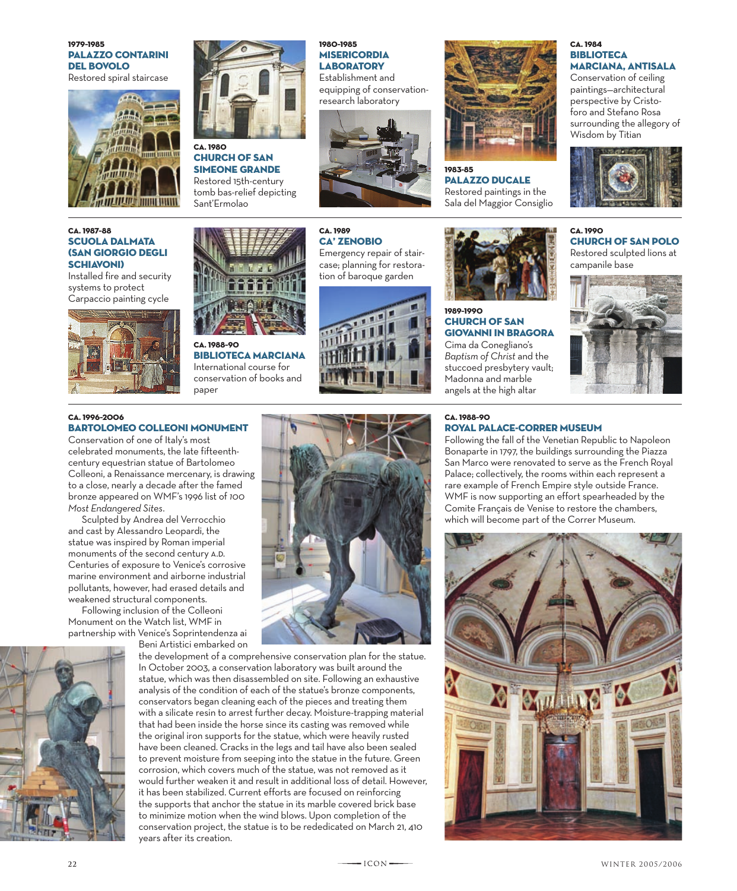**1979-1985**
### PALAZZO CONTARINI DEL BOVOLO
Restored spiral staircase

**CA. 1980**
### CHURCH OF SAN SIMEONE GRANDE
Restored 15th-century tomb bas-relief depicting Sant'Ermolao

**1980-1985**
### MISERICORDIA LABORATORY
Establishment and equipping of conservation-research laboratory

**1983-85**
### PALAZZO DUCALE
Restored paintings in the Sala del Maggior Consiglio

**CA. 1984**
### BIBLIOTECA MARCIANA, ANTISALA
Conservation of ceiling paintings—architectural perspective by Cristoforo and Stefano Rosa surrounding the allegory of Wisdom by Titian

**CA. 1987-88**
### SCUOLA DALMATA (SAN GIORGIO DEGLI SCHIAVONI)
Installed fire and security systems to protect Carpaccio painting cycle

**CA. 1988-90**
### BIBLIOTECA MARCIANA
International course for conservation of books and paper

**CA. 1989**
### CA' ZENOBIO
Emergency repair of staircase; planning for restoration of baroque garden

**1989-1990**
### CHURCH OF SAN GIOVANNI IN BRAGORA
Cima da Conegliano's *Baptism of Christ* and the stuccoed presbytery vault; Madonna and marble angels at the high altar

**CA. 1990**
### CHURCH OF SAN POLO
Restored sculpted lions at campanile base

**CA. 1996-2006**
### BARTOLOMEO COLLEONI MONUMENT
Conservation of one of Italy's most celebrated monuments, the late fifteenth-century equestrian statue of Bartolomeo Colleoni, a Renaissance mercenary, is drawing to a close, nearly a decade after the famed bronze appeared on WMF's 1996 list of *100 Most Endangered Sites*.

Sculpted by Andrea del Verrocchio and cast by Alessandro Leopardi, the statue was inspired by Roman imperial monuments of the second century A.D. Centuries of exposure to Venice's corrosive marine environment and airborne industrial pollutants, however, had erased details and weakened structural components.

Following inclusion of the Colleoni Monument on the Watch list, WMF in partnership with Venice's Soprintendenza ai Beni Artistici embarked on the development of a comprehensive conservation plan for the statue. In October 2003, a conservation laboratory was built around the statue, which was then disassembled on site. Following an exhaustive analysis of the condition of each of the statue's bronze components, conservators began cleaning each of the pieces and treating them with a silicate resin to arrest further decay. Moisture-trapping material that had been inside the horse since its casting was removed while the original iron supports for the statue, which were heavily rusted have been cleaned. Cracks in the legs and tail have also been sealed to prevent moisture from seeping into the statue in the future. Green corrosion, which covers much of the statue, was not removed as it would further weaken it and result in additional loss of detail. However, it has been stabilized. Current efforts are focused on reinforcing the supports that anchor the statue in its marble covered brick base to minimize motion when the wind blows. Upon completion of the conservation project, the statue is to be rededicated on March 21, 410 years after its creation.

**CA. 1988-90**
### ROYAL PALACE-CORRER MUSEUM
Following the fall of the Venetian Republic to Napoleon Bonaparte in 1797, the buildings surrounding the Piazza San Marco were renovated to serve as the French Royal Palace; collectively, the rooms within each represent a rare example of French Empire style outside France. WMF is now supporting an effort spearheaded by the Comite Français de Venise to restore the chambers, which will become part of the Correr Museum.